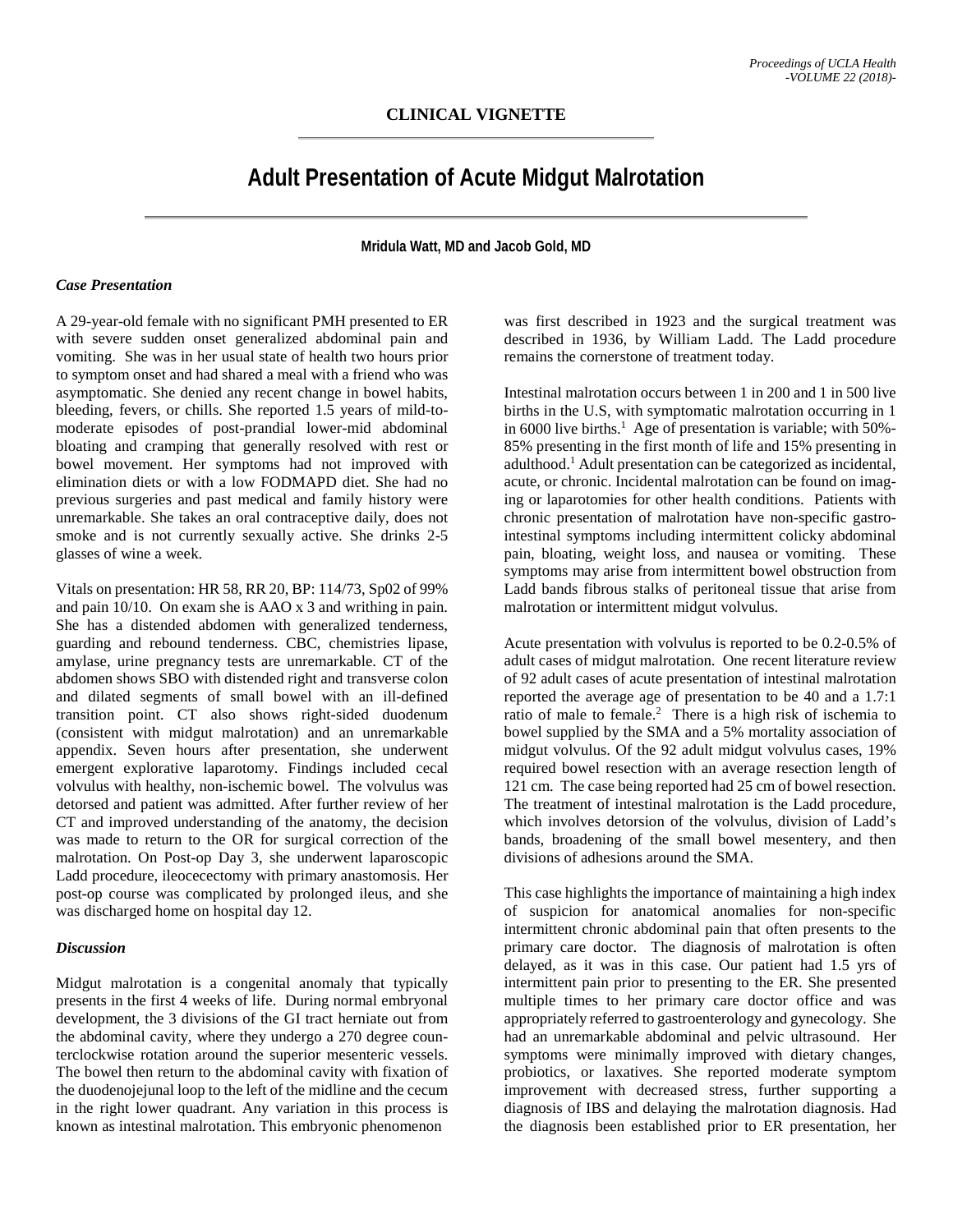## CLINICAL VIGNETTE

# Adult Presentation of Acute Midgut Malrotation

**Mridula Watt, MD and Jacob Gold, MD**

### *Case Presentation*

A 29-year-old female with no significant PMH presented to ER with severe sudden onset generalized abdominal pain and vomiting. She was in her usual state of health two hours prior to symptom onset and had shared a meal with a friend who was asymptomatic. She denied any recent change in bowel habits, bleeding, fevers, or chills. She reported 1.5 years of mild-to-moderate episodes of post-prandial lower-mid abdominal bloating and cramping that generally resolved with rest or bowel movement. Her symptoms had not improved with elimination diets or with a low FODMAPD diet. She had no previous surgeries and past medical and family history were unremarkable. She takes an oral contraceptive daily, does not smoke and is not currently sexually active. She drinks 2-5 glasses of wine a week.

Vitals on presentation: HR 58, RR 20, BP: 114/73, Sp02 of 99% and pain 10/10. On exam she is AAO x 3 and writhing in pain. She has a distended abdomen with generalized tenderness, guarding and rebound tenderness. CBC, chemistries lipase, amylase, urine pregnancy tests are unremarkable. CT of the abdomen shows SBO with distended right and transverse colon and dilated segments of small bowel with an ill-defined transition point. CT also shows right-sided duodenum (consistent with midgut malrotation) and an unremarkable appendix. Seven hours after presentation, she underwent emergent explorative laparotomy. Findings included cecal volvulus with healthy, non-ischemic bowel. The volvulus was detorsed and patient was admitted. After further review of her CT and improved understanding of the anatomy, the decision was made to return to the OR for surgical correction of the malrotation. On Post-op Day 3, she underwent laparoscopic Ladd procedure, ileocecectomy with primary anastomosis. Her post-op course was complicated by prolonged ileus, and she was discharged home on hospital day 12.

### *Discussion*

Midgut malrotation is a congenital anomaly that typically presents in the first 4 weeks of life. During normal embryonal development, the 3 divisions of the GI tract herniate out from the abdominal cavity, where they undergo a 270 degree counterclockwise rotation around the superior mesenteric vessels. The bowel then return to the abdominal cavity with fixation of the duodenojejunal loop to the left of the midline and the cecum in the right lower quadrant. Any variation in this process is known as intestinal malrotation. This embryonic phenomenon was first described in 1923 and the surgical treatment was described in 1936, by William Ladd. The Ladd procedure remains the cornerstone of treatment today.

Intestinal malrotation occurs between 1 in 200 and 1 in 500 live births in the U.S, with symptomatic malrotation occurring in 1 in 6000 live births.[1] Age of presentation is variable; with 50%-85% presenting in the first month of life and 15% presenting in adulthood.[1] Adult presentation can be categorized as incidental, acute, or chronic. Incidental malrotation can be found on imaging or laparotomies for other health conditions. Patients with chronic presentation of malrotation have non-specific gastrointestinal symptoms including intermittent colicky abdominal pain, bloating, weight loss, and nausea or vomiting. These symptoms may arise from intermittent bowel obstruction from Ladd bands fibrous stalks of peritoneal tissue that arise from malrotation or intermittent midgut volvulus.

Acute presentation with volvulus is reported to be 0.2-0.5% of adult cases of midgut malrotation. One recent literature review of 92 adult cases of acute presentation of intestinal malrotation reported the average age of presentation to be 40 and a 1.7:1 ratio of male to female.[2] There is a high risk of ischemia to bowel supplied by the SMA and a 5% mortality association of midgut volvulus. Of the 92 adult midgut volvulus cases, 19% required bowel resection with an average resection length of 121 cm. The case being reported had 25 cm of bowel resection. The treatment of intestinal malrotation is the Ladd procedure, which involves detorsion of the volvulus, division of Ladd's bands, broadening of the small bowel mesentery, and then divisions of adhesions around the SMA.

This case highlights the importance of maintaining a high index of suspicion for anatomical anomalies for non-specific intermittent chronic abdominal pain that often presents to the primary care doctor. The diagnosis of malrotation is often delayed, as it was in this case. Our patient had 1.5 yrs of intermittent pain prior to presenting to the ER. She presented multiple times to her primary care doctor office and was appropriately referred to gastroenterology and gynecology. She had an unremarkable abdominal and pelvic ultrasound. Her symptoms were minimally improved with dietary changes, probiotics, or laxatives. She reported moderate symptom improvement with decreased stress, further supporting a diagnosis of IBS and delaying the malrotation diagnosis. Had the diagnosis been established prior to ER presentation, her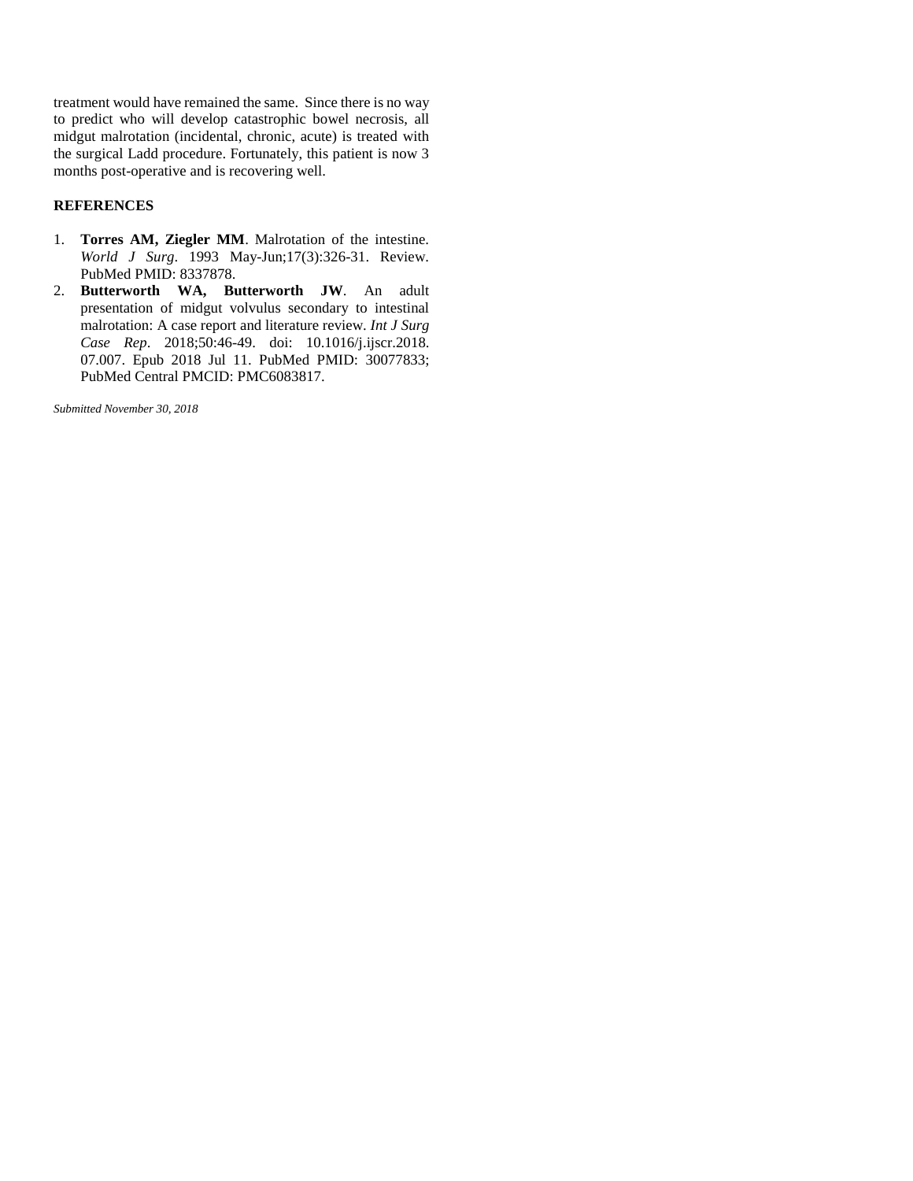treatment would have remained the same. Since there is no way to predict who will develop catastrophic bowel necrosis, all midgut malrotation (incidental, chronic, acute) is treated with the surgical Ladd procedure. Fortunately, this patient is now 3 months post-operative and is recovering well.

## REFERENCES

1. **Torres AM, Ziegler MM**. Malrotation of the intestine. *World J Surg*. 1993 May-Jun;17(3):326-31. Review. PubMed PMID: 8337878.
2. **Butterworth WA, Butterworth JW**. An adult presentation of midgut volvulus secondary to intestinal malrotation: A case report and literature review. *Int J Surg Case Rep*. 2018;50:46-49. doi: 10.1016/j.ijscr.2018.07.007. Epub 2018 Jul 11. PubMed PMID: 30077833; PubMed Central PMCID: PMC6083817.

*Submitted November 30, 2018*